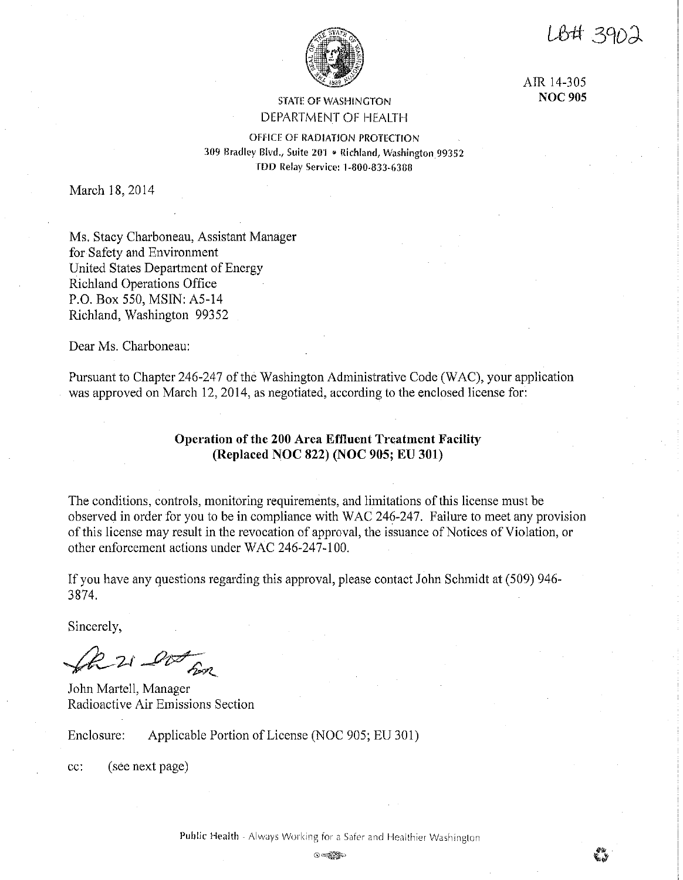LB# 3902

AIR 14-305
**NOC 905**

STATE OF WASHINGTON
DEPARTMENT OF HEALTH

OFFICE OF RADIATION PROTECTION
309 Bradley Blvd., Suite 201 • Richland, Washington 99352
TDD Relay Service: 1-800-833-6388

March 18, 2014

Ms. Stacy Charboneau, Assistant Manager
for Safety and Environment
United States Department of Energy
Richland Operations Office
P.O. Box 550, MSIN: A5-14
Richland, Washington 99352

Dear Ms. Charboneau:

Pursuant to Chapter 246-247 of the Washington Administrative Code (WAC), your application was approved on March 12, 2014, as negotiated, according to the enclosed license for:

**Operation of the 200 Area Effluent Treatment Facility (Replaced NOC 822) (NOC 905; EU 301)**

The conditions, controls, monitoring requirements, and limitations of this license must be observed in order for you to be in compliance with WAC 246-247. Failure to meet any provision of this license may result in the revocation of approval, the issuance of Notices of Violation, or other enforcement actions under WAC 246-247-100.

If you have any questions regarding this approval, please contact John Schmidt at (509) 946-3874.

Sincerely,

John Martell, Manager
Radioactive Air Emissions Section

Enclosure: Applicable Portion of License (NOC 905; EU 301)

cc: (see next page)

Public Health - Always Working for a Safer and Healthier Washington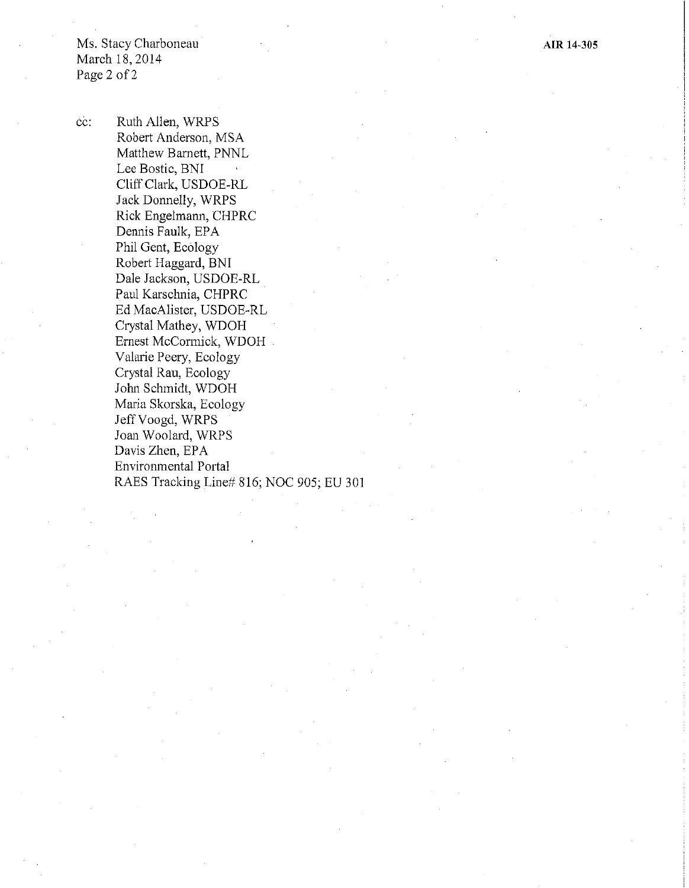cc: Ruth Allen, WRPS
Robert Anderson, MSA
Matthew Barnett, PNNL
Lee Bostic, BNI
Cliff Clark, USDOE-RL
Jack Donnelly, WRPS
Rick Engelmann, CHPRC
Dennis Faulk, EPA
Phil Gent, Ecology
Robert Haggard, BNI
Dale Jackson, USDOE-RL
Paul Karschnia, CHPRC
Ed MacAlister, USDOE-RL
Crystal Mathey, WDOH
Ernest McCormick, WDOH
Valarie Peery, Ecology
Crystal Rau, Ecology
John Schmidt, WDOH
Maria Skorska, Ecology
Jeff Voogd, WRPS
Joan Woolard, WRPS
Davis Zhen, EPA
Environmental Portal
RAES Tracking Line# 816; NOC 905; EU 301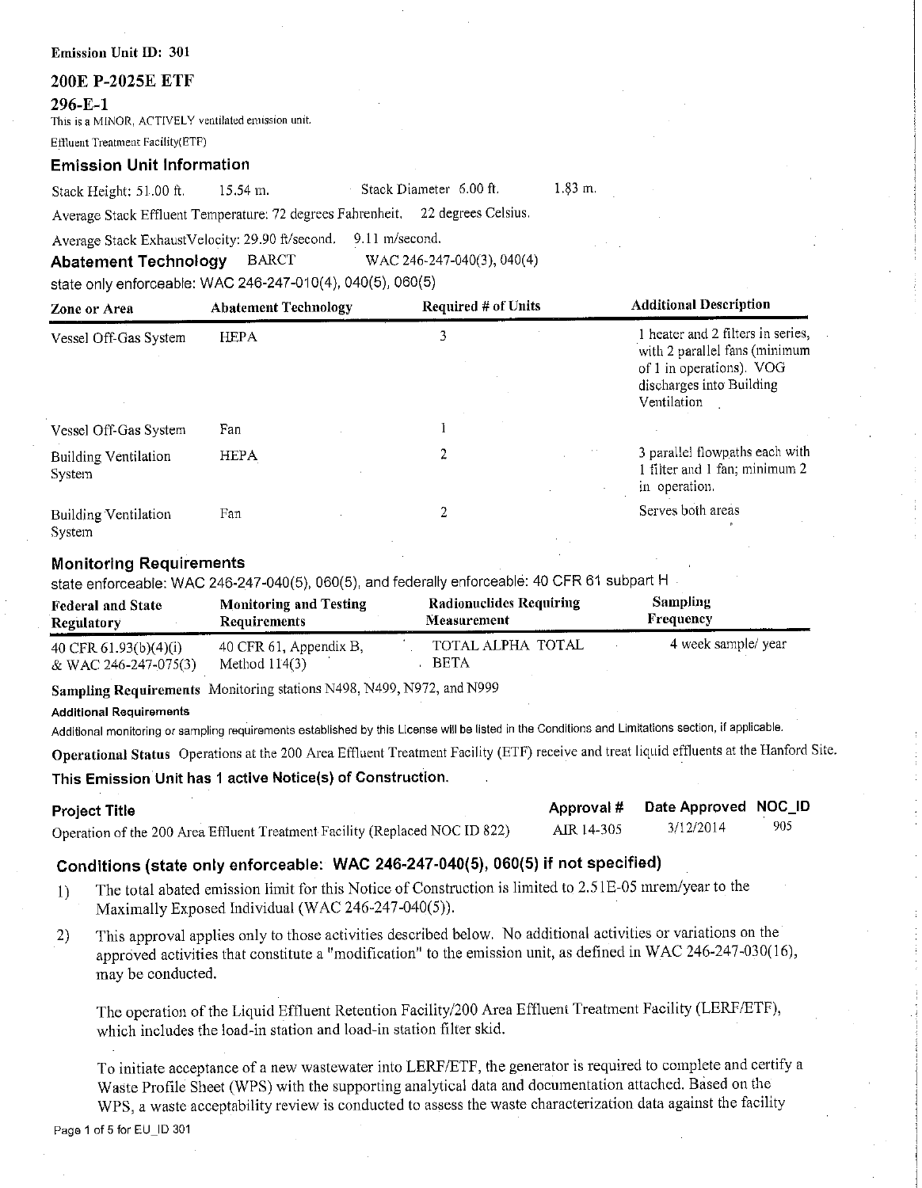**Emission Unit ID: 301**

## 200E P-2025E ETF

### 296-E-1

This is a MINOR, ACTIVELY ventilated emission unit.

Effluent Treatment Facility(ETF)

### Emission Unit Information

Stack Height: 51.00 ft. 15.54 m. Stack Diameter 6.00 ft. 1.83 m.

Average Stack Effluent Temperature: 72 degrees Fahrenheit. 22 degrees Celsius.

Average Stack ExhaustVelocity: 29.90 ft/second. 9.11 m/second.

**Abatement Technology** BARCT WAC 246-247-040(3), 040(4)

state only enforceable: WAC 246-247-010(4), 040(5), 060(5)

| Zone or Area | Abatement Technology | Required # of Units | Additional Description |
|---|---|---|---|
| Vessel Off-Gas System | HEPA | 3 | 1 heater and 2 filters in series, with 2 parallel fans (minimum of 1 in operations). VOG discharges into Building Ventilation |
| Vessel Off-Gas System | Fan | 1 | |
| Building Ventilation System | HEPA | 2 | 3 parallel flowpaths each with 1 filter and 1 fan; minimum 2 in operation. |
| Building Ventilation System | Fan | 2 | Serves both areas |

### Monitoring Requirements

state enforceable: WAC 246-247-040(5), 060(5), and federally enforceable: 40 CFR 61 subpart H

| Federal and State Regulatory | Monitoring and Testing Requirements | Radionuclides Requiring Measurement | Sampling Frequency |
|---|---|---|---|
| 40 CFR 61.93(b)(4)(i) & WAC 246-247-075(3) | 40 CFR 61, Appendix B, Method 114(3) | TOTAL ALPHA TOTAL BETA | 4 week sample/ year |

**Sampling Requirements** Monitoring stations N498, N499, N972, and N999

**Additional Requirements**

Additional monitoring or sampling requirements established by this License will be listed in the Conditions and Limitations section, if applicable.

**Operational Status** Operations at the 200 Area Effluent Treatment Facility (ETF) receive and treat liquid effluents at the Hanford Site.

**This Emission Unit has 1 active Notice(s) of Construction.**

| Project Title | Approval # | Date Approved | NOC_ID |
|---|---|---|---|
| Operation of the 200 Area Effluent Treatment Facility (Replaced NOC ID 822) | AIR 14-305 | 3/12/2014 | 905 |

### Conditions (state only enforceable: WAC 246-247-040(5), 060(5) if not specified)

1) The total abated emission limit for this Notice of Construction is limited to 2.51E-05 mrem/year to the Maximally Exposed Individual (WAC 246-247-040(5)).

2) This approval applies only to those activities described below. No additional activities or variations on the approved activities that constitute a "modification" to the emission unit, as defined in WAC 246-247-030(16), may be conducted.

   The operation of the Liquid Effluent Retention Facility/200 Area Effluent Treatment Facility (LERF/ETF), which includes the load-in station and load-in station filter skid.

   To initiate acceptance of a new wastewater into LERF/ETF, the generator is required to complete and certify a Waste Profile Sheet (WPS) with the supporting analytical data and documentation attached. Based on the WPS, a waste acceptability review is conducted to assess the waste characterization data against the facility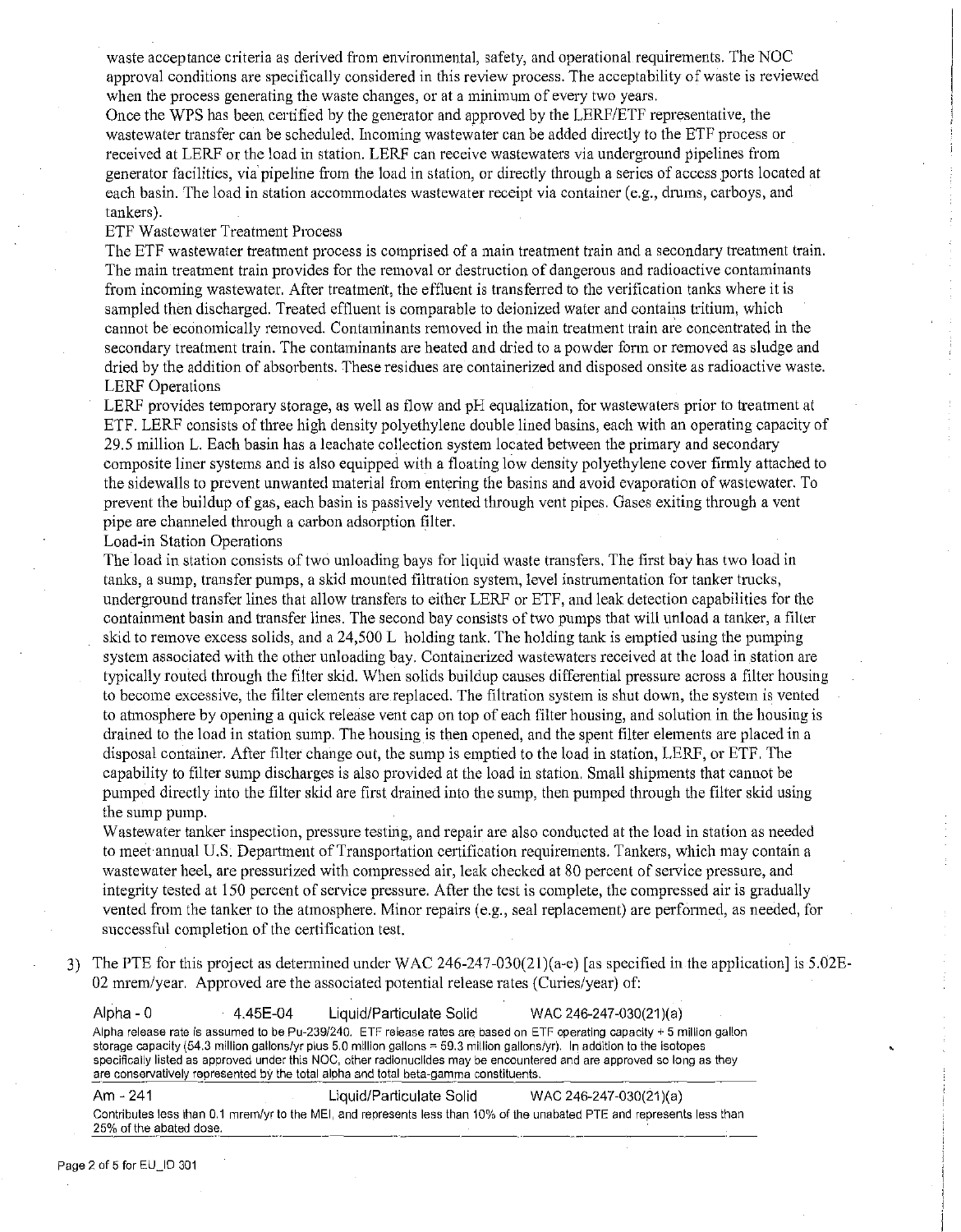waste acceptance criteria as derived from environmental, safety, and operational requirements. The NOC approval conditions are specifically considered in this review process. The acceptability of waste is reviewed when the process generating the waste changes, or at a minimum of every two years.

Once the WPS has been certified by the generator and approved by the LERF/ETF representative, the wastewater transfer can be scheduled. Incoming wastewater can be added directly to the ETF process or received at LERF or the load in station. LERF can receive wastewaters via underground pipelines from generator facilities, via pipeline from the load in station, or directly through a series of access ports located at each basin. The load in station accommodates wastewater receipt via container (e.g., drums, carboys, and tankers).

ETF Wastewater Treatment Process

The ETF wastewater treatment process is comprised of a main treatment train and a secondary treatment train. The main treatment train provides for the removal or destruction of dangerous and radioactive contaminants from incoming wastewater. After treatment, the effluent is transferred to the verification tanks where it is sampled then discharged. Treated effluent is comparable to deionized water and contains tritium, which cannot be economically removed. Contaminants removed in the main treatment train are concentrated in the secondary treatment train. The contaminants are heated and dried to a powder form or removed as sludge and dried by the addition of absorbents. These residues are containerized and disposed onsite as radioactive waste.

LERF Operations

LERF provides temporary storage, as well as flow and pH equalization, for wastewaters prior to treatment at ETF. LERF consists of three high density polyethylene double lined basins, each with an operating capacity of 29.5 million L. Each basin has a leachate collection system located between the primary and secondary composite liner systems and is also equipped with a floating low density polyethylene cover firmly attached to the sidewalls to prevent unwanted material from entering the basins and avoid evaporation of wastewater. To prevent the buildup of gas, each basin is passively vented through vent pipes. Gases exiting through a vent pipe are channeled through a carbon adsorption filter.

Load-in Station Operations

The load in station consists of two unloading bays for liquid waste transfers. The first bay has two load in tanks, a sump, transfer pumps, a skid mounted filtration system, level instrumentation for tanker trucks, underground transfer lines that allow transfers to either LERF or ETF, and leak detection capabilities for the containment basin and transfer lines. The second bay consists of two pumps that will unload a tanker, a filter skid to remove excess solids, and a 24,500 L holding tank. The holding tank is emptied using the pumping system associated with the other unloading bay. Containerized wastewaters received at the load in station are typically routed through the filter skid. When solids buildup causes differential pressure across a filter housing to become excessive, the filter elements are replaced. The filtration system is shut down, the system is vented to atmosphere by opening a quick release vent cap on top of each filter housing, and solution in the housing is drained to the load in station sump. The housing is then opened, and the spent filter elements are placed in a disposal container. After filter change out, the sump is emptied to the load in station, LERF, or ETF. The capability to filter sump discharges is also provided at the load in station. Small shipments that cannot be pumped directly into the filter skid are first drained into the sump, then pumped through the filter skid using the sump pump.

Wastewater tanker inspection, pressure testing, and repair are also conducted at the load in station as needed to meet annual U.S. Department of Transportation certification requirements. Tankers, which may contain a wastewater heel, are pressurized with compressed air, leak checked at 80 percent of service pressure, and integrity tested at 150 percent of service pressure. After the test is complete, the compressed air is gradually vented from the tanker to the atmosphere. Minor repairs (e.g., seal replacement) are performed, as needed, for successful completion of the certification test.

3) The PTE for this project as determined under WAC 246-247-030(21)(a-e) [as specified in the application] is 5.02E-02 mrem/year. Approved are the associated potential release rates (Curies/year) of:

| | | | |
|---|---|---|---|
| Alpha - 0 | 4.45E-04 | Liquid/Particulate Solid | WAC 246-247-030(21)(a) |
| Alpha release rate is assumed to be Pu-239/240. ETF release rates are based on ETF operating capacity + 5 million gallon storage capacity (54.3 million gallons/yr plus 5.0 million gallons = 59.3 million gallons/yr). In addition to the isotopes specifically listed as approved under this NOC, other radionuclides may be encountered and are approved so long as they are conservatively represented by the total alpha and total beta-gamma constituents. | | | |
| Am - 241 | | Liquid/Particulate Solid | WAC 246-247-030(21)(a) |
| Contributes less than 0.1 mrem/yr to the MEI, and represents less than 10% of the unabated PTE and represents less than 25% of the abated dose. | | | |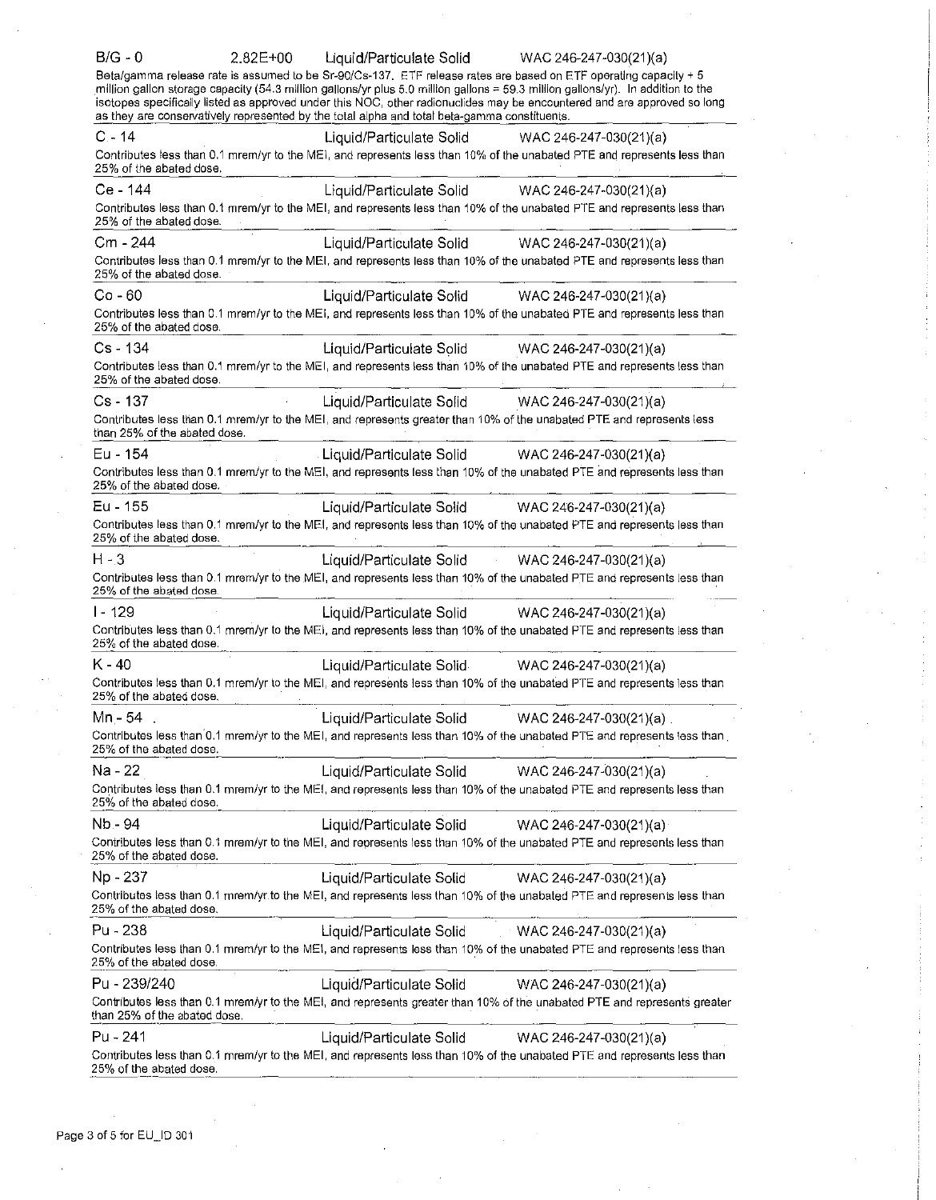B/G - 0 2.82E+00 Liquid/Particulate Solid WAC 246-247-030(21)(a)

Beta/gamma release rate is assumed to be Sr-90/Cs-137. ETF release rates are based on ETF operating capacity + 5 million gallon storage capacity (54.3 million gallons/yr plus 5.0 million gallons = 59.3 million gallons/yr). In addition to the isotopes specifically listed as approved under this NOC, other radionuclides may be encountered and are approved so long as they are conservatively represented by the total alpha and total beta-gamma constituents.

C - 14 Liquid/Particulate Solid WAC 246-247-030(21)(a)

Contributes less than 0.1 mrem/yr to the MEI, and represents less than 10% of the unabated PTE and represents less than 25% of the abated dose.

Ce - 144 Liquid/Particulate Solid WAC 246-247-030(21)(a)

Contributes less than 0.1 mrem/yr to the MEI, and represents less than 10% of the unabated PTE and represents less than 25% of the abated dose.

Cm - 244 Liquid/Particulate Solid WAC 246-247-030(21)(a)

Contributes less than 0.1 mrem/yr to the MEI, and represents less than 10% of the unabated PTE and represents less than 25% of the abated dose.

Co - 60 Liquid/Particulate Solid WAC 246-247-030(21)(a)

Contributes less than 0.1 mrem/yr to the MEI, and represents less than 10% of the unabated PTE and represents less than 25% of the abated dose.

Cs - 134 Liquid/Particulate Solid WAC 246-247-030(21)(a)

Contributes less than 0.1 mrem/yr to the MEI, and represents less than 10% of the unabated PTE and represents less than 25% of the abated dose.

Cs - 137 Liquid/Particulate Solid WAC 246-247-030(21)(a)

Contributes less than 0.1 mrem/yr to the MEI, and represents greater than 10% of the unabated PTE and represents less than 25% of the abated dose.

Eu - 154 Liquid/Particulate Solid WAC 246-247-030(21)(a)

Contributes less than 0.1 mrem/yr to the MEI, and represents less than 10% of the unabated PTE and represents less than 25% of the abated dose.

Eu - 155 Liquid/Particulate Solid WAC 246-247-030(21)(a)

Contributes less than 0.1 mrem/yr to the MEI, and represents less than 10% of the unabated PTE and represents less than 25% of the abated dose.

H - 3 Liquid/Particulate Solid WAC 246-247-030(21)(a)

Contributes less than 0.1 mrem/yr to the MEI, and represents less than 10% of the unabated PTE and represents less than 25% of the abated dose.

I - 129 Liquid/Particulate Solid WAC 246-247-030(21)(a)

Contributes less than 0.1 mrem/yr to the MEI, and represents less than 10% of the unabated PTE and represents less than 25% of the abated dose.

K - 40 Liquid/Particulate Solid WAC 246-247-030(21)(a)

Contributes less than 0.1 mrem/yr to the MEI, and represents less than 10% of the unabated PTE and represents less than 25% of the abated dose.

Mn - 54 Liquid/Particulate Solid WAC 246-247-030(21)(a)

Contributes less than 0.1 mrem/yr to the MEI, and represents less than 10% of the unabated PTE and represents less than 25% of the abated dose.

Na - 22 Liquid/Particulate Solid WAC 246-247-030(21)(a)

Contributes less than 0.1 mrem/yr to the MEI, and represents less than 10% of the unabated PTE and represents less than 25% of the abated dose.

Nb - 94 Liquid/Particulate Solid WAC 246-247-030(21)(a)

Contributes less than 0.1 mrem/yr to the MEI, and represents less than 10% of the unabated PTE and represents less than 25% of the abated dose.

Np - 237 Liquid/Particulate Solid WAC 246-247-030(21)(a)

Contributes less than 0.1 mrem/yr to the MEI, and represents less than 10% of the unabated PTE and represents less than 25% of the abated dose.

Pu - 238 Liquid/Particulate Solid WAC 246-247-030(21)(a)

Contributes less than 0.1 mrem/yr to the MEI, and represents less than 10% of the unabated PTE and represents less than 25% of the abated dose.

Pu - 239/240 Liquid/Particulate Solid WAC 246-247-030(21)(a)

Contributes less than 0.1 mrem/yr to the MEI, and represents greater than 10% of the unabated PTE and represents greater than 25% of the abated dose.

Pu - 241 Liquid/Particulate Solid WAC 246-247-030(21)(a)

Contributes less than 0.1 mrem/yr to the MEI, and represents less than 10% of the unabated PTE and represents less than 25% of the abated dose.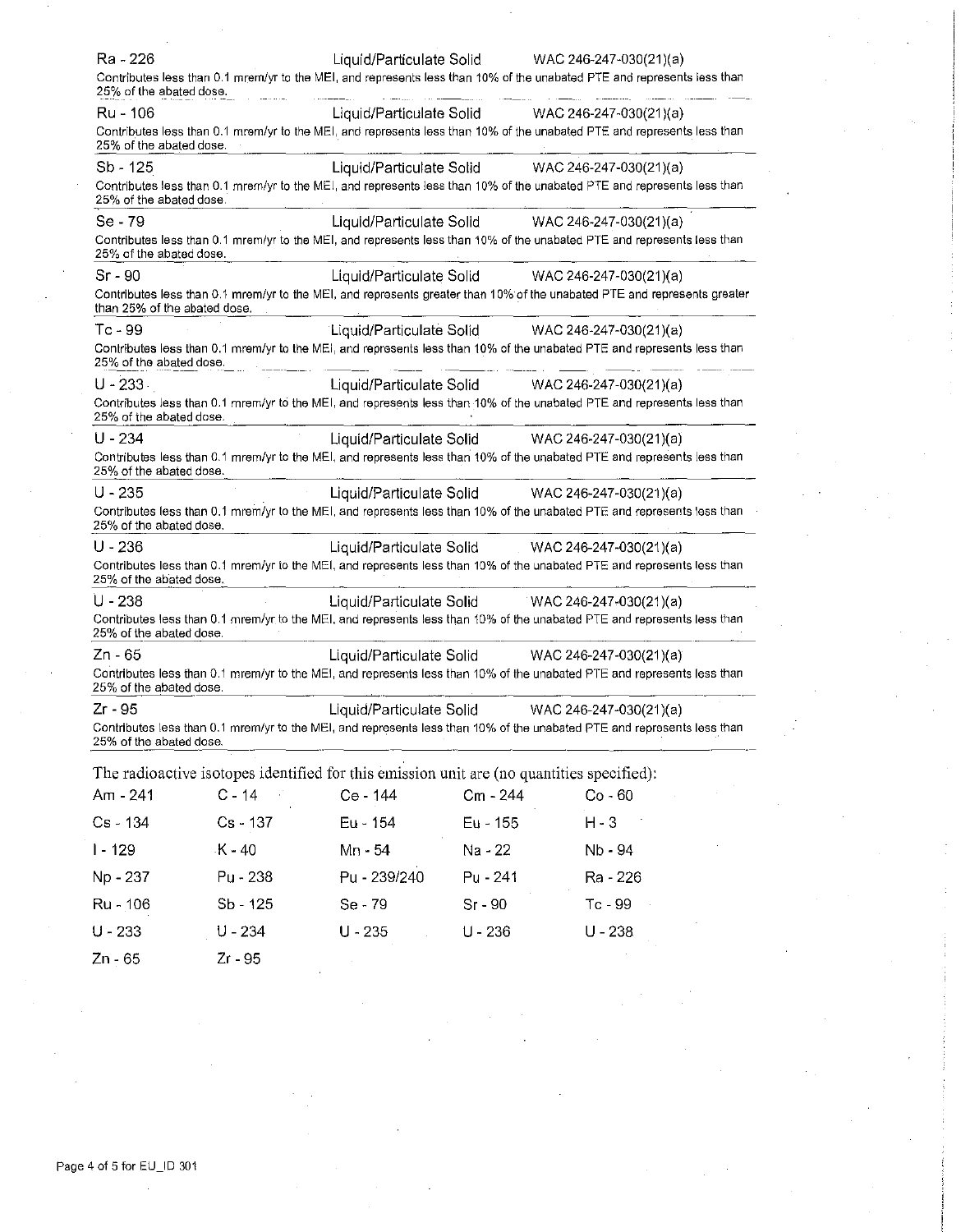Ra - 226 Liquid/Particulate Solid WAC 246-247-030(21)(a)

Contributes less than 0.1 mrem/yr to the MEI, and represents less than 10% of the unabated PTE and represents less than 25% of the abated dose.

---

Ru - 106 Liquid/Particulate Solid WAC 246-247-030(21)(a)

Contributes less than 0.1 mrem/yr to the MEI, and represents less than 10% of the unabated PTE and represents less than 25% of the abated dose.

---

Sb - 125 Liquid/Particulate Solid WAC 246-247-030(21)(a)

Contributes less than 0.1 mrem/yr to the MEI, and represents less than 10% of the unabated PTE and represents less than 25% of the abated dose.

---

Se - 79 Liquid/Particulate Solid WAC 246-247-030(21)(a)

Contributes less than 0.1 mrem/yr to the MEI, and represents less than 10% of the unabated PTE and represents less than 25% of the abated dose.

---

Sr - 90 Liquid/Particulate Solid WAC 246-247-030(21)(a)

Contributes less than 0.1 mrem/yr to the MEI, and represents greater than 10% of the unabated PTE and represents greater than 25% of the abated dose.

---

Tc - 99 Liquid/Particulate Solid WAC 246-247-030(21)(a)

Contributes less than 0.1 mrem/yr to the MEI, and represents less than 10% of the unabated PTE and represents less than 25% of the abated dose.

---

U - 233 Liquid/Particulate Solid WAC 246-247-030(21)(a)

Contributes less than 0.1 mrem/yr to the MEI, and represents less than 10% of the unabated PTE and represents less than 25% of the abated dose.

---

U - 234 Liquid/Particulate Solid WAC 246-247-030(21)(a)

Contributes less than 0.1 mrem/yr to the MEI, and represents less than 10% of the unabated PTE and represents less than 25% of the abated dose.

---

U - 235 Liquid/Particulate Solid WAC 246-247-030(21)(a)

Contributes less than 0.1 mrem/yr to the MEI, and represents less than 10% of the unabated PTE and represents less than 25% of the abated dose.

---

U - 236 Liquid/Particulate Solid WAC 246-247-030(21)(a)

Contributes less than 0.1 mrem/yr to the MEI, and represents less than 10% of the unabated PTE and represents less than 25% of the abated dose.

---

U - 238 Liquid/Particulate Solid WAC 246-247-030(21)(a)

Contributes less than 0.1 mrem/yr to the MEI, and represents less than 10% of the unabated PTE and represents less than 25% of the abated dose.

---

Zn - 65 Liquid/Particulate Solid WAC 246-247-030(21)(a)

Contributes less than 0.1 mrem/yr to the MEI, and represents less than 10% of the unabated PTE and represents less than 25% of the abated dose.

---

Zr - 95 Liquid/Particulate Solid WAC 246-247-030(21)(a)

Contributes less than 0.1 mrem/yr to the MEI, and represents less than 10% of the unabated PTE and represents less than 25% of the abated dose.

---

The radioactive isotopes identified for this emission unit are (no quantities specified):

| | | | | |
|---|---|---|---|---|
| Am - 241 | C - 14 | Ce - 144 | Cm - 244 | Co - 60 |
| Cs - 134 | Cs - 137 | Eu - 154 | Eu - 155 | H - 3 |
| I - 129 | K - 40 | Mn - 54 | Na - 22 | Nb - 94 |
| Np - 237 | Pu - 238 | Pu - 239/240 | Pu - 241 | Ra - 226 |
| Ru - 106 | Sb - 125 | Se - 79 | Sr - 90 | Tc - 99 |
| U - 233 | U - 234 | U - 235 | U - 236 | U - 238 |
| Zn - 65 | Zr - 95 | | | |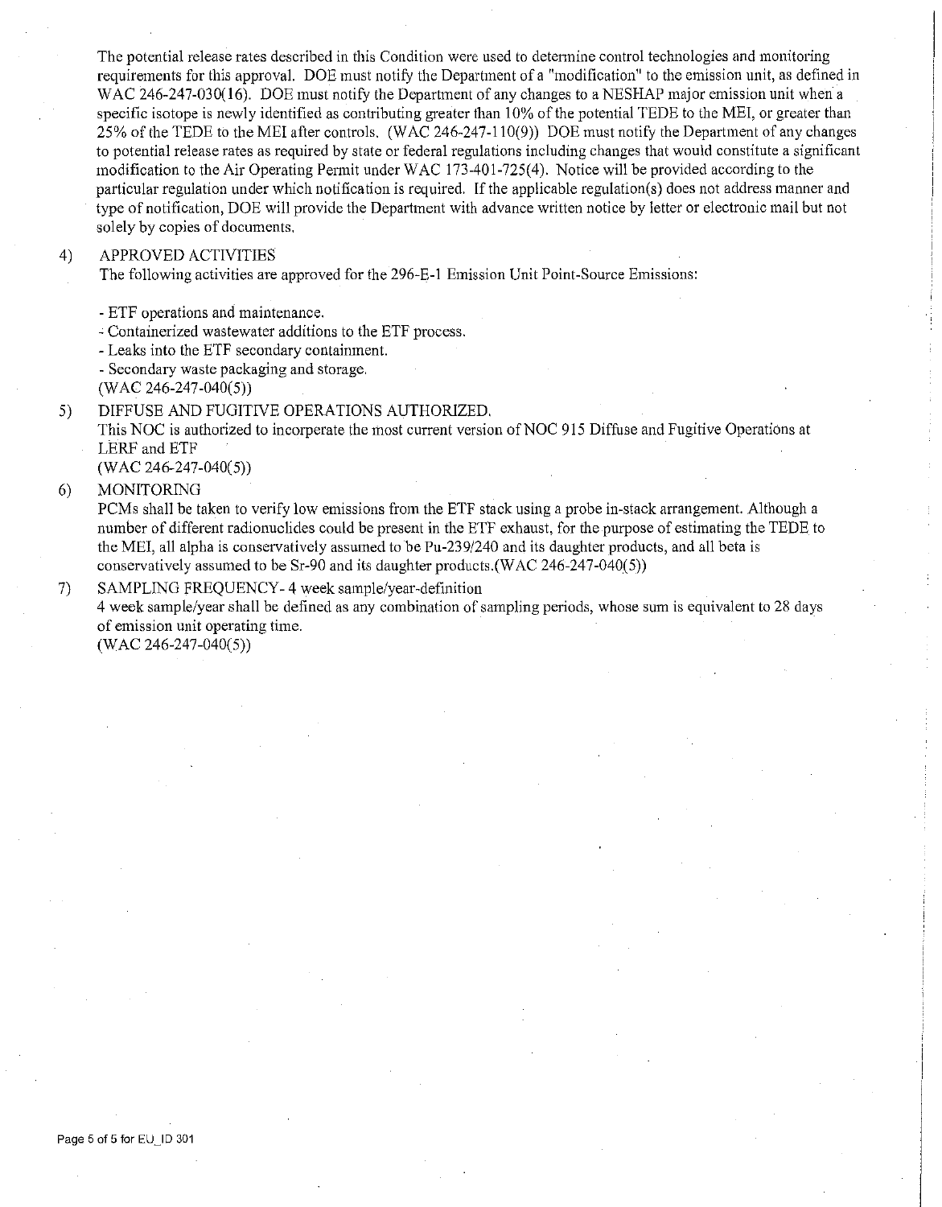The potential release rates described in this Condition were used to determine control technologies and monitoring requirements for this approval. DOE must notify the Department of a "modification" to the emission unit, as defined in WAC 246-247-030(16). DOE must notify the Department of any changes to a NESHAP major emission unit when a specific isotope is newly identified as contributing greater than 10% of the potential TEDE to the MEI, or greater than 25% of the TEDE to the MEI after controls. (WAC 246-247-110(9)) DOE must notify the Department of any changes to potential release rates as required by state or federal regulations including changes that would constitute a significant modification to the Air Operating Permit under WAC 173-401-725(4). Notice will be provided according to the particular regulation under which notification is required. If the applicable regulation(s) does not address manner and type of notification, DOE will provide the Department with advance written notice by letter or electronic mail but not solely by copies of documents.

4) APPROVED ACTIVITIES

The following activities are approved for the 296-E-1 Emission Unit Point-Source Emissions:

- ETF operations and maintenance.
- Containerized wastewater additions to the ETF process.
- Leaks into the ETF secondary containment.
- Secondary waste packaging and storage.

(WAC 246-247-040(5))

5) DIFFUSE AND FUGITIVE OPERATIONS AUTHORIZED.

This NOC is authorized to incorperate the most current version of NOC 915 Diffuse and Fugitive Operations at LERF and ETF

(WAC 246-247-040(5))

6) MONITORING

PCMs shall be taken to verify low emissions from the ETF stack using a probe in-stack arrangement. Although a number of different radionuclides could be present in the ETF exhaust, for the purpose of estimating the TEDE to the MEI, all alpha is conservatively assumed to be Pu-239/240 and its daughter products, and all beta is conservatively assumed to be Sr-90 and its daughter products.(WAC 246-247-040(5))

7) SAMPLING FREQUENCY- 4 week sample/year-definition

4 week sample/year shall be defined as any combination of sampling periods, whose sum is equivalent to 28 days of emission unit operating time.

(WAC 246-247-040(5))